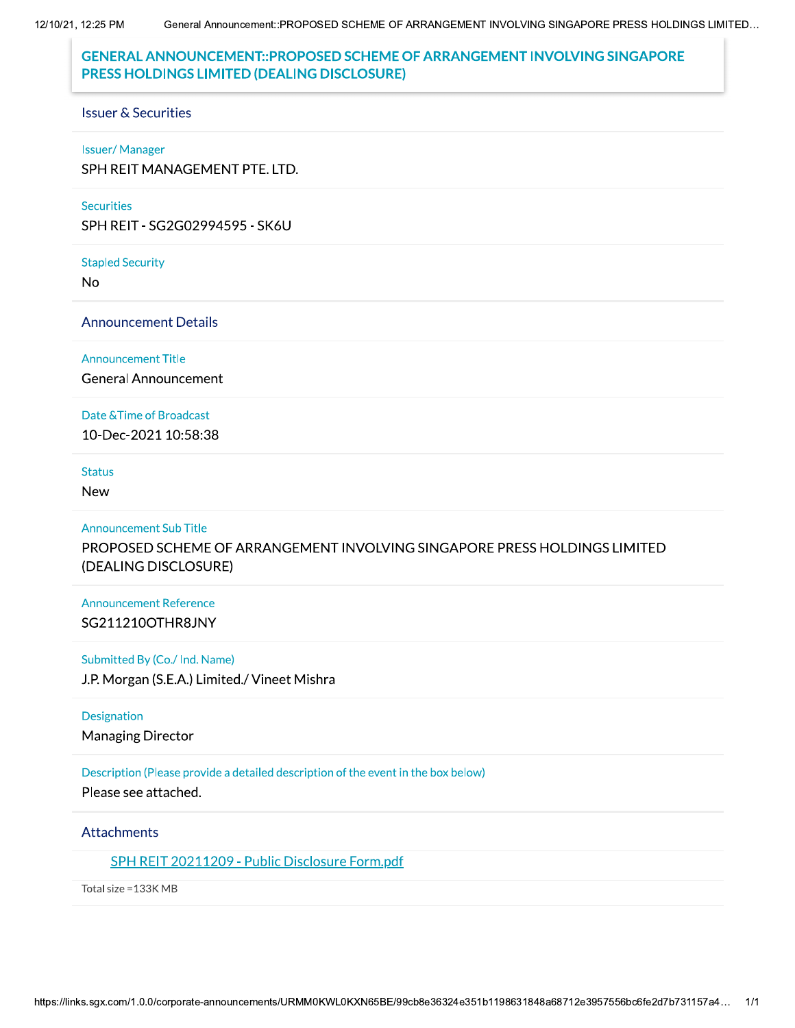# GENERAL ANNOUNCEMENT::PROPOSED SCHEME OF ARRANGEMENT INVOLVING SINGAPORE PRESS HOLDINGS LIMITED (DEALING DISCLOSURE)

## Issuer & Securities

**Issuer/ Manager**

SPH REIT MANAGEMENT PTE. LTD.

**Securities**

SPH REIT - SG2G02994595 - SK6U

**Stapled Security**

No

## Announcement Details

**Announcement Title**

General Announcement

**Date &Time of Broadcast**

10-Dec-2021 10:58:38

**Status**

New

**Announcement Sub Title**

PROPOSED SCHEME OF ARRANGEMENT INVOLVING SINGAPORE PRESS HOLDINGS LIMITED (DEALING DISCLOSURE)

**Announcement Reference**

SG211210OTHR8JNY

**Submitted By (Co./ Ind. Name)**

J.P. Morgan (S.E.A.) Limited./ Vineet Mishra

**Designation**

Managing Director

**Description (Please provide a detailed description of the event in the box below)**

Please see attached.

## Attachments

SPH REIT 20211209 - Public Disclosure Form.pdf

Total size =133K MB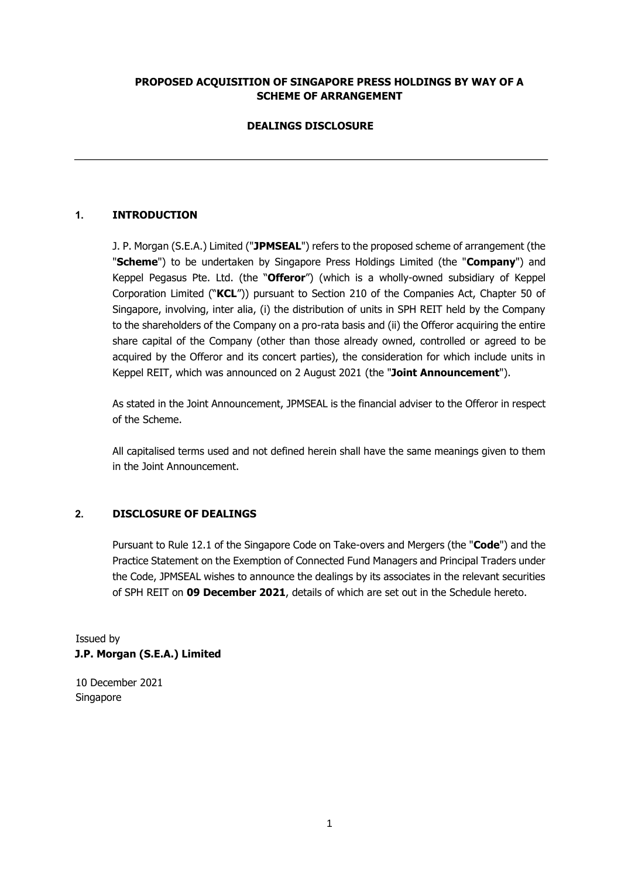**PROPOSED ACQUISITION OF SINGAPORE PRESS HOLDINGS BY WAY OF A SCHEME OF ARRANGEMENT**

**DEALINGS DISCLOSURE**

---

## 1. INTRODUCTION

J. P. Morgan (S.E.A.) Limited ("**JPMSEAL**") refers to the proposed scheme of arrangement (the "**Scheme**") to be undertaken by Singapore Press Holdings Limited (the "**Company**") and Keppel Pegasus Pte. Ltd. (the "**Offeror**") (which is a wholly-owned subsidiary of Keppel Corporation Limited ("**KCL**")) pursuant to Section 210 of the Companies Act, Chapter 50 of Singapore, involving, inter alia, (i) the distribution of units in SPH REIT held by the Company to the shareholders of the Company on a pro-rata basis and (ii) the Offeror acquiring the entire share capital of the Company (other than those already owned, controlled or agreed to be acquired by the Offeror and its concert parties), the consideration for which include units in Keppel REIT, which was announced on 2 August 2021 (the "**Joint Announcement**").

As stated in the Joint Announcement, JPMSEAL is the financial adviser to the Offeror in respect of the Scheme.

All capitalised terms used and not defined herein shall have the same meanings given to them in the Joint Announcement.

## 2. DISCLOSURE OF DEALINGS

Pursuant to Rule 12.1 of the Singapore Code on Take-overs and Mergers (the "**Code**") and the Practice Statement on the Exemption of Connected Fund Managers and Principal Traders under the Code, JPMSEAL wishes to announce the dealings by its associates in the relevant securities of SPH REIT on **09 December 2021**, details of which are set out in the Schedule hereto.

Issued by
**J.P. Morgan (S.E.A.) Limited**

10 December 2021
Singapore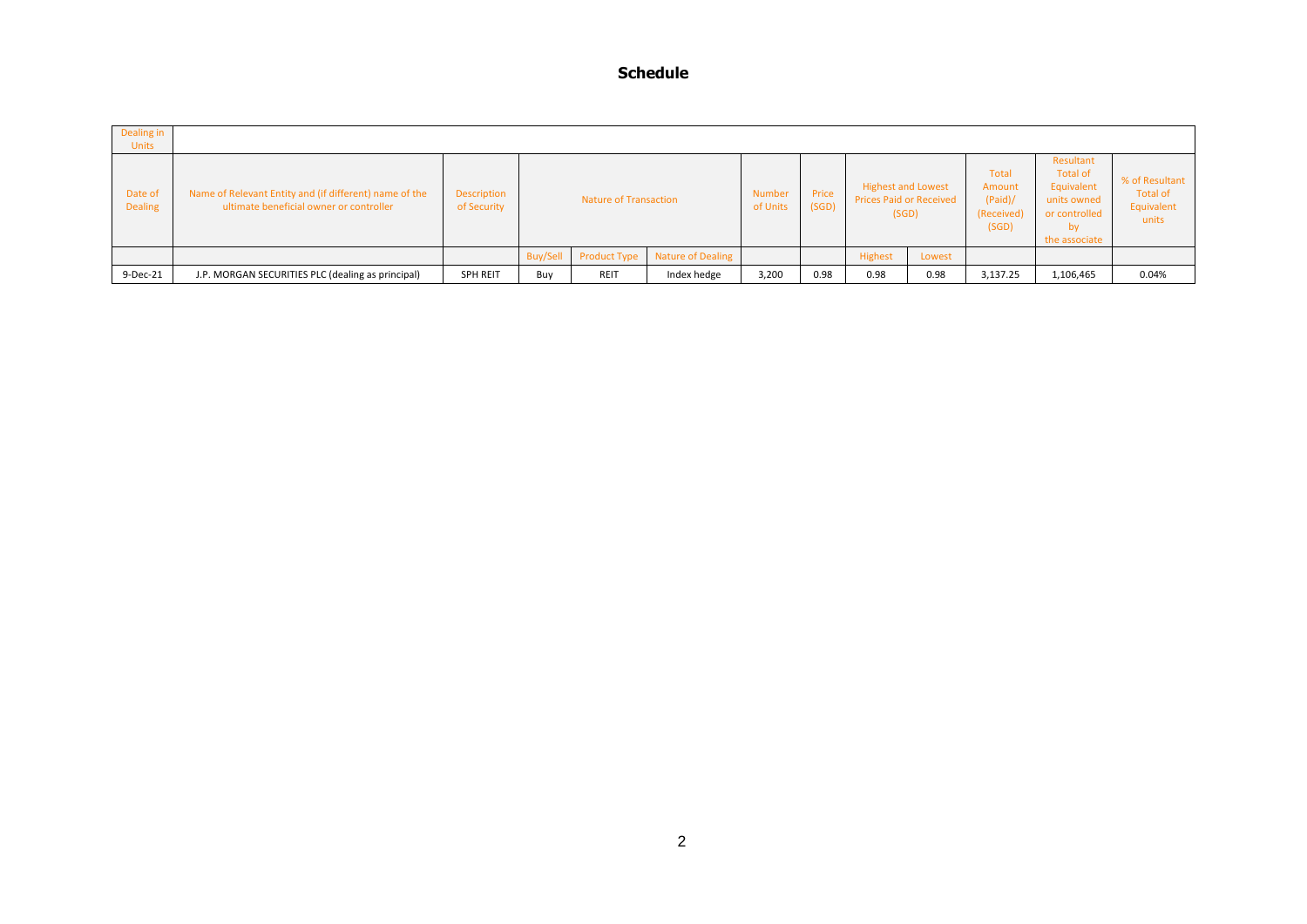## Schedule

| Dealing in Units | | | | | | | | | | | | | |
|---|---|---|---|---|---|---|---|---|---|---|---|---|---|
| Date of Dealing | Name of Relevant Entity and (if different) name of the ultimate beneficial owner or controller | Description of Security | Nature of Transaction | | | Number of Units | Price (SGD) | Highest and Lowest Prices Paid or Received (SGD) | | Total Amount (Paid)/ (Received) (SGD) | Resultant Total of Equivalent units owned or controlled by the associate | % of Resultant Total of Equivalent units |
| | | | Buy/Sell | Product Type | Nature of Dealing | | | Highest | Lowest | | | |
| 9-Dec-21 | J.P. MORGAN SECURITIES PLC (dealing as principal) | SPH REIT | Buy | REIT | Index hedge | 3,200 | 0.98 | 0.98 | 0.98 | 3,137.25 | 1,106,465 | 0.04% |